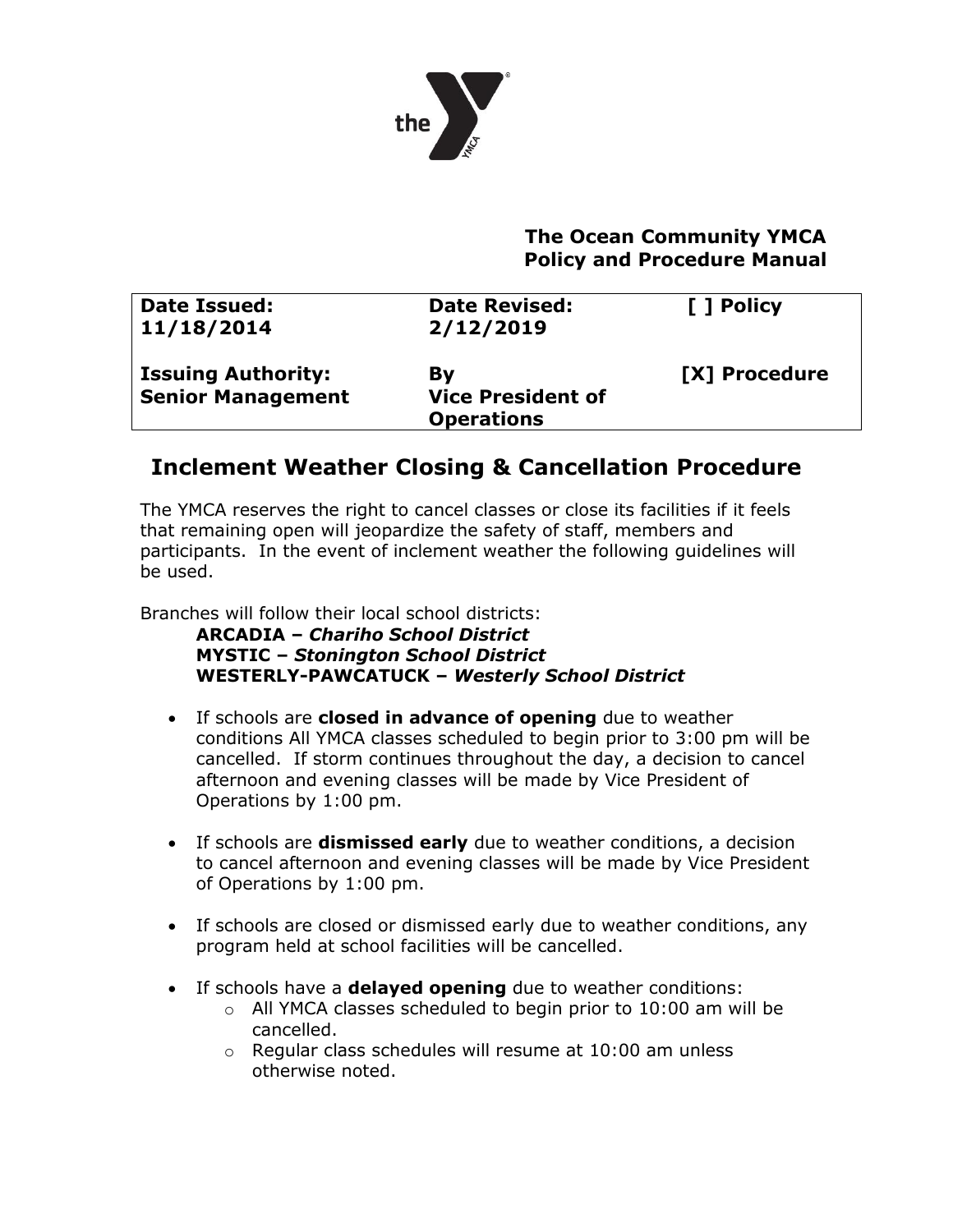**The Ocean Community YMCA**
**Policy and Procedure Manual**

| | | |
|---|---|---|
| **Date Issued: 11/18/2014** | **Date Revised: 2/12/2019** | **[ ] Policy** |
| **Issuing Authority: Senior Management** | **By Vice President of Operations** | **[X] Procedure** |

## Inclement Weather Closing & Cancellation Procedure

The YMCA reserves the right to cancel classes or close its facilities if it feels that remaining open will jeopardize the safety of staff, members and participants. In the event of inclement weather the following guidelines will be used.

Branches will follow their local school districts:

**ARCADIA –** ***Chariho School District***
**MYSTIC –** ***Stonington School District***
**WESTERLY-PAWCATUCK –** ***Westerly School District***

- If schools are **closed in advance of opening** due to weather conditions All YMCA classes scheduled to begin prior to 3:00 pm will be cancelled. If storm continues throughout the day, a decision to cancel afternoon and evening classes will be made by Vice President of Operations by 1:00 pm.
- If schools are **dismissed early** due to weather conditions, a decision to cancel afternoon and evening classes will be made by Vice President of Operations by 1:00 pm.
- If schools are closed or dismissed early due to weather conditions, any program held at school facilities will be cancelled.
- If schools have a **delayed opening** due to weather conditions:
  - All YMCA classes scheduled to begin prior to 10:00 am will be cancelled.
  - Regular class schedules will resume at 10:00 am unless otherwise noted.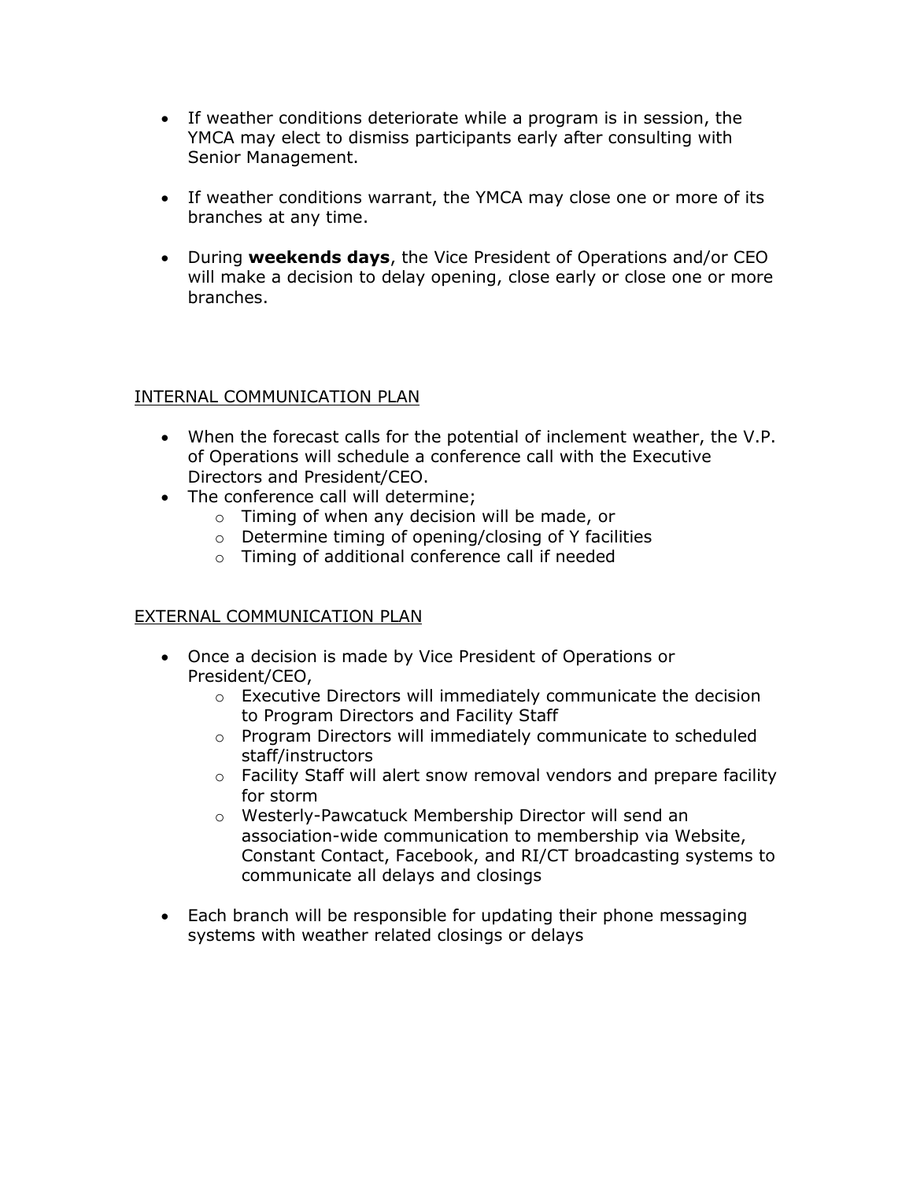- If weather conditions deteriorate while a program is in session, the YMCA may elect to dismiss participants early after consulting with Senior Management.

- If weather conditions warrant, the YMCA may close one or more of its branches at any time.

- During **weekends days**, the Vice President of Operations and/or CEO will make a decision to delay opening, close early or close one or more branches.

<u>INTERNAL COMMUNICATION PLAN</u>

- When the forecast calls for the potential of inclement weather, the V.P. of Operations will schedule a conference call with the Executive Directors and President/CEO.
- The conference call will determine;
  - Timing of when any decision will be made, or
  - Determine timing of opening/closing of Y facilities
  - Timing of additional conference call if needed

<u>EXTERNAL COMMUNICATION PLAN</u>

- Once a decision is made by Vice President of Operations or President/CEO,
  - Executive Directors will immediately communicate the decision to Program Directors and Facility Staff
  - Program Directors will immediately communicate to scheduled staff/instructors
  - Facility Staff will alert snow removal vendors and prepare facility for storm
  - Westerly-Pawcatuck Membership Director will send an association-wide communication to membership via Website, Constant Contact, Facebook, and RI/CT broadcasting systems to communicate all delays and closings

- Each branch will be responsible for updating their phone messaging systems with weather related closings or delays